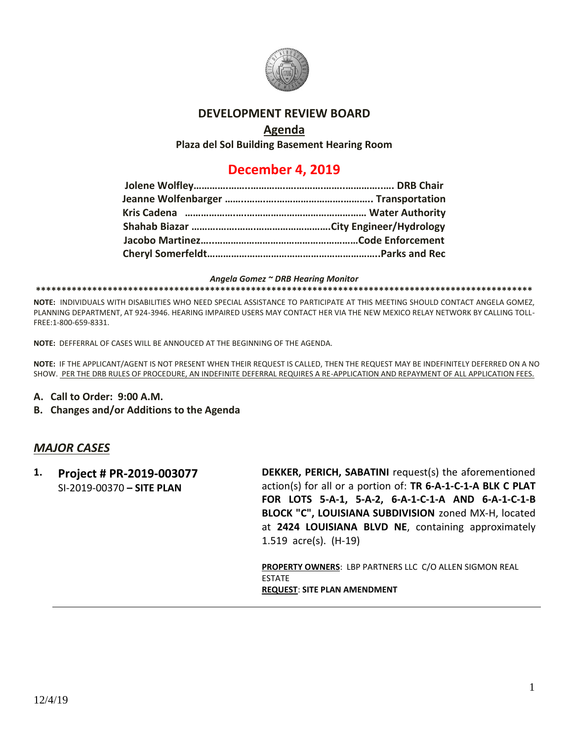# DEVELOPMENT REVIEW BOARD

## Agenda

**Plaza del Sol Building Basement Hearing Room**

## December 4, 2019

**Jolene Wolfley……………….……………………………..…………..…. DRB Chair**
**Jeanne Wolfenbarger ……..…………………………………….…. Transportation**
**Kris Cadena ……………….…………………………………………… Water Authority**
**Shahab Biazar ……………..………………………………….City Engineer/Hydrology**
**Jacobo Martinez….………………………………………………Code Enforcement**
**Cheryl Somerfeldt……………………………………………………..Parks and Rec**

*Angela Gomez ~ DRB Hearing Monitor*

**************************************************************************************************

**NOTE:** INDIVIDUALS WITH DISABILITIES WHO NEED SPECIAL ASSISTANCE TO PARTICIPATE AT THIS MEETING SHOULD CONTACT ANGELA GOMEZ, PLANNING DEPARTMENT, AT 924-3946. HEARING IMPAIRED USERS MAY CONTACT HER VIA THE NEW MEXICO RELAY NETWORK BY CALLING TOLL-FREE:1-800-659-8331.

**NOTE:** DEFFERRAL OF CASES WILL BE ANNOUCED AT THE BEGINNING OF THE AGENDA.

**NOTE:** IF THE APPLICANT/AGENT IS NOT PRESENT WHEN THEIR REQUEST IS CALLED, THEN THE REQUEST MAY BE INDEFINITELY DEFERRED ON A NO SHOW. PER THE DRB RULES OF PROCEDURE, AN INDEFINITE DEFERRAL REQUIRES A RE-APPLICATION AND REPAYMENT OF ALL APPLICATION FEES.

**A. Call to Order: 9:00 A.M.**

**B. Changes and/or Additions to the Agenda**

## *MAJOR CASES*

**1. Project # PR-2019-003077**
SI-2019-00370 **– SITE PLAN**

**DEKKER, PERICH, SABATINI** request(s) the aforementioned action(s) for all or a portion of: **TR 6-A-1-C-1-A BLK C PLAT FOR LOTS 5-A-1, 5-A-2, 6-A-1-C-1-A AND 6-A-1-C-1-B BLOCK "C", LOUISIANA SUBDIVISION** zoned MX-H, located at **2424 LOUISIANA BLVD NE**, containing approximately 1.519 acre(s). (H-19)

**PROPERTY OWNERS**: LBP PARTNERS LLC C/O ALLEN SIGMON REAL ESTATE
**REQUEST**: **SITE PLAN AMENDMENT**

---

12/4/19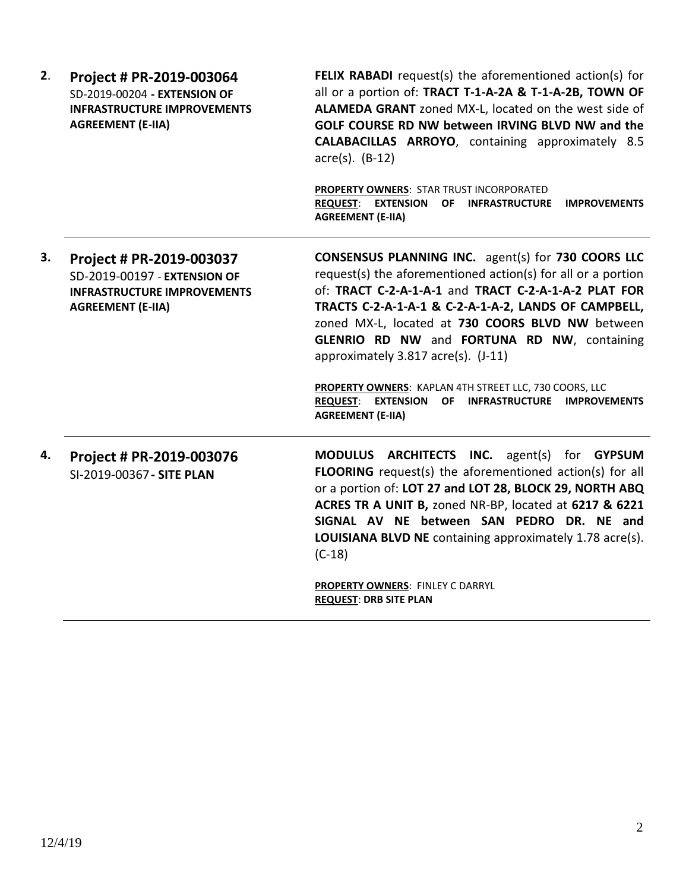**2. Project # PR-2019-003064**
SD-2019-00204 **- EXTENSION OF INFRASTRUCTURE IMPROVEMENTS AGREEMENT (E-IIA)**

**FELIX RABADI** request(s) the aforementioned action(s) for all or a portion of: **TRACT T-1-A-2A & T-1-A-2B, TOWN OF ALAMEDA GRANT** zoned MX-L, located on the west side of **GOLF COURSE RD NW between IRVING BLVD NW and the CALABACILLAS ARROYO**, containing approximately 8.5 acre(s). (B-12)

**PROPERTY OWNERS**: STAR TRUST INCORPORATED
**REQUEST**: **EXTENSION OF INFRASTRUCTURE IMPROVEMENTS AGREEMENT (E-IIA)**

---

**3. Project # PR-2019-003037**
SD-2019-00197 - **EXTENSION OF INFRASTRUCTURE IMPROVEMENTS AGREEMENT (E-IIA)**

**CONSENSUS PLANNING INC.** agent(s) for **730 COORS LLC** request(s) the aforementioned action(s) for all or a portion of: **TRACT C-2-A-1-A-1** and **TRACT C-2-A-1-A-2 PLAT FOR TRACTS C-2-A-1-A-1 & C-2-A-1-A-2, LANDS OF CAMPBELL,** zoned MX-L, located at **730 COORS BLVD NW** between **GLENRIO RD NW** and **FORTUNA RD NW**, containing approximately 3.817 acre(s). (J-11)

**PROPERTY OWNERS**: KAPLAN 4TH STREET LLC, 730 COORS, LLC
**REQUEST**: **EXTENSION OF INFRASTRUCTURE IMPROVEMENTS AGREEMENT (E-IIA)**

---

**4. Project # PR-2019-003076**
SI-2019-00367 **- SITE PLAN**

**MODULUS ARCHITECTS INC.** agent(s) for **GYPSUM FLOORING** request(s) the aforementioned action(s) for all or a portion of: **LOT 27 and LOT 28, BLOCK 29, NORTH ABQ ACRES TR A UNIT B,** zoned NR-BP, located at **6217 & 6221 SIGNAL AV NE between SAN PEDRO DR. NE and LOUISIANA BLVD NE** containing approximately 1.78 acre(s). (C-18)

**PROPERTY OWNERS**: FINLEY C DARRYL
**REQUEST**: **DRB SITE PLAN**

---

12/4/19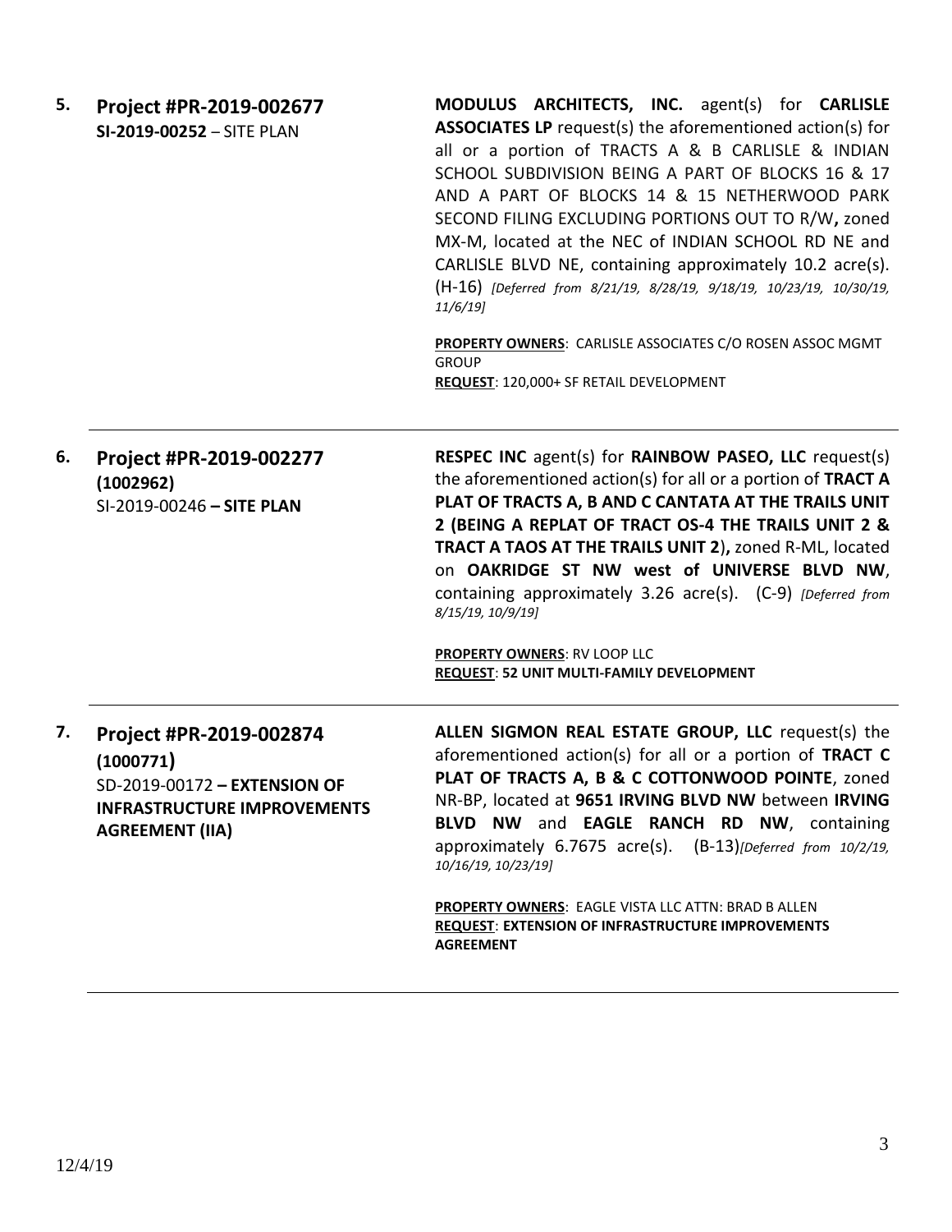**5. Project #PR-2019-002677**
**SI-2019-00252** – SITE PLAN

**MODULUS ARCHITECTS, INC.** agent(s) for **CARLISLE ASSOCIATES LP** request(s) the aforementioned action(s) for all or a portion of TRACTS A & B CARLISLE & INDIAN SCHOOL SUBDIVISION BEING A PART OF BLOCKS 16 & 17 AND A PART OF BLOCKS 14 & 15 NETHERWOOD PARK SECOND FILING EXCLUDING PORTIONS OUT TO R/W**,** zoned MX-M, located at the NEC of INDIAN SCHOOL RD NE and CARLISLE BLVD NE, containing approximately 10.2 acre(s). (H-16) *[Deferred from 8/21/19, 8/28/19, 9/18/19, 10/23/19, 10/30/19, 11/6/19]*

**PROPERTY OWNERS**: CARLISLE ASSOCIATES C/O ROSEN ASSOC MGMT GROUP
**REQUEST**: 120,000+ SF RETAIL DEVELOPMENT

---

**6. Project #PR-2019-002277**
**(1002962)**
SI-2019-00246 **– SITE PLAN**

**RESPEC INC** agent(s) for **RAINBOW PASEO, LLC** request(s) the aforementioned action(s) for all or a portion of **TRACT A PLAT OF TRACTS A, B AND C CANTATA AT THE TRAILS UNIT 2 (BEING A REPLAT OF TRACT OS-4 THE TRAILS UNIT 2 & TRACT A TAOS AT THE TRAILS UNIT 2),** zoned R-ML, located on **OAKRIDGE ST NW west of UNIVERSE BLVD NW**, containing approximately 3.26 acre(s). (C-9) *[Deferred from 8/15/19, 10/9/19]*

**PROPERTY OWNERS**: RV LOOP LLC
**REQUEST**: **52 UNIT MULTI-FAMILY DEVELOPMENT**

---

**7. Project #PR-2019-002874**
**(1000771)**
SD-2019-00172 **– EXTENSION OF INFRASTRUCTURE IMPROVEMENTS AGREEMENT (IIA)**

**ALLEN SIGMON REAL ESTATE GROUP, LLC** request(s) the aforementioned action(s) for all or a portion of **TRACT C PLAT OF TRACTS A, B & C COTTONWOOD POINTE**, zoned NR-BP, located at **9651 IRVING BLVD NW** between **IRVING BLVD NW** and **EAGLE RANCH RD NW**, containing approximately 6.7675 acre(s). (B-13)*[Deferred from 10/2/19, 10/16/19, 10/23/19]*

**PROPERTY OWNERS**: EAGLE VISTA LLC ATTN: BRAD B ALLEN
**REQUEST**: **EXTENSION OF INFRASTRUCTURE IMPROVEMENTS AGREEMENT**

---

12/4/19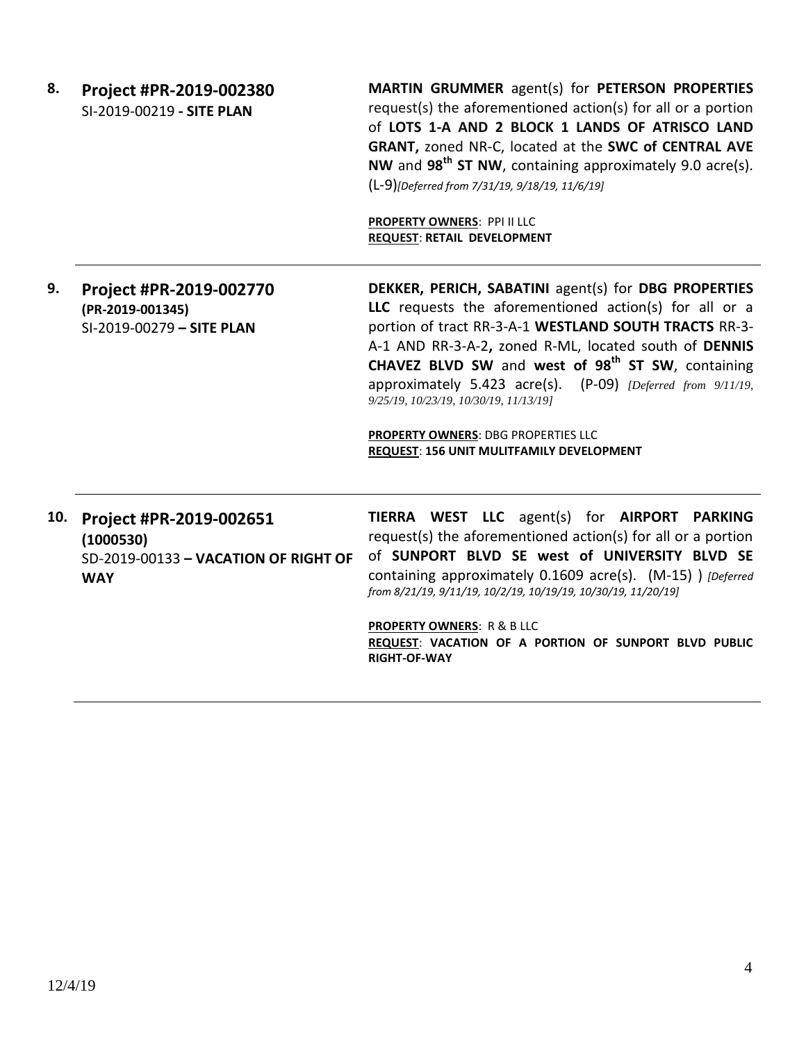**8.** **Project #PR-2019-002380**
SI-2019-00219 **- SITE PLAN**

**MARTIN GRUMMER** agent(s) for **PETERSON PROPERTIES** request(s) the aforementioned action(s) for all or a portion of **LOTS 1-A AND 2 BLOCK 1 LANDS OF ATRISCO LAND GRANT,** zoned NR-C, located at the **SWC of CENTRAL AVE NW** and **98th ST NW**, containing approximately 9.0 acre(s). (L-9)*[Deferred from 7/31/19, 9/18/19, 11/6/19]*

**PROPERTY OWNERS**: PPI II LLC
**REQUEST**: **RETAIL DEVELOPMENT**

---

**9.** **Project #PR-2019-002770**
**(PR-2019-001345)**
SI-2019-00279 **– SITE PLAN**

**DEKKER, PERICH, SABATINI** agent(s) for **DBG PROPERTIES LLC** requests the aforementioned action(s) for all or a portion of tract RR-3-A-1 **WESTLAND SOUTH TRACTS** RR-3-A-1 AND RR-3-A-2**,** zoned R-ML, located south of **DENNIS CHAVEZ BLVD SW** and **west of 98th ST SW**, containing approximately 5.423 acre(s). (P-09) *[Deferred from 9/11/19, 9/25/19, 10/23/19, 10/30/19, 11/13/19]*

**PROPERTY OWNERS**: DBG PROPERTIES LLC
**REQUEST**: **156 UNIT MULITFAMILY DEVELOPMENT**

---

**10.** **Project #PR-2019-002651**
**(1000530)**
SD-2019-00133 **– VACATION OF RIGHT OF WAY**

**TIERRA WEST LLC** agent(s) for **AIRPORT PARKING** request(s) the aforementioned action(s) for all or a portion of **SUNPORT BLVD SE west of UNIVERSITY BLVD SE** containing approximately 0.1609 acre(s). (M-15) ) *[Deferred from 8/21/19, 9/11/19, 10/2/19, 10/19/19, 10/30/19, 11/20/19]*

**PROPERTY OWNERS**: R & B LLC
**REQUEST**: **VACATION OF A PORTION OF SUNPORT BLVD PUBLIC RIGHT-OF-WAY**

---

12/4/19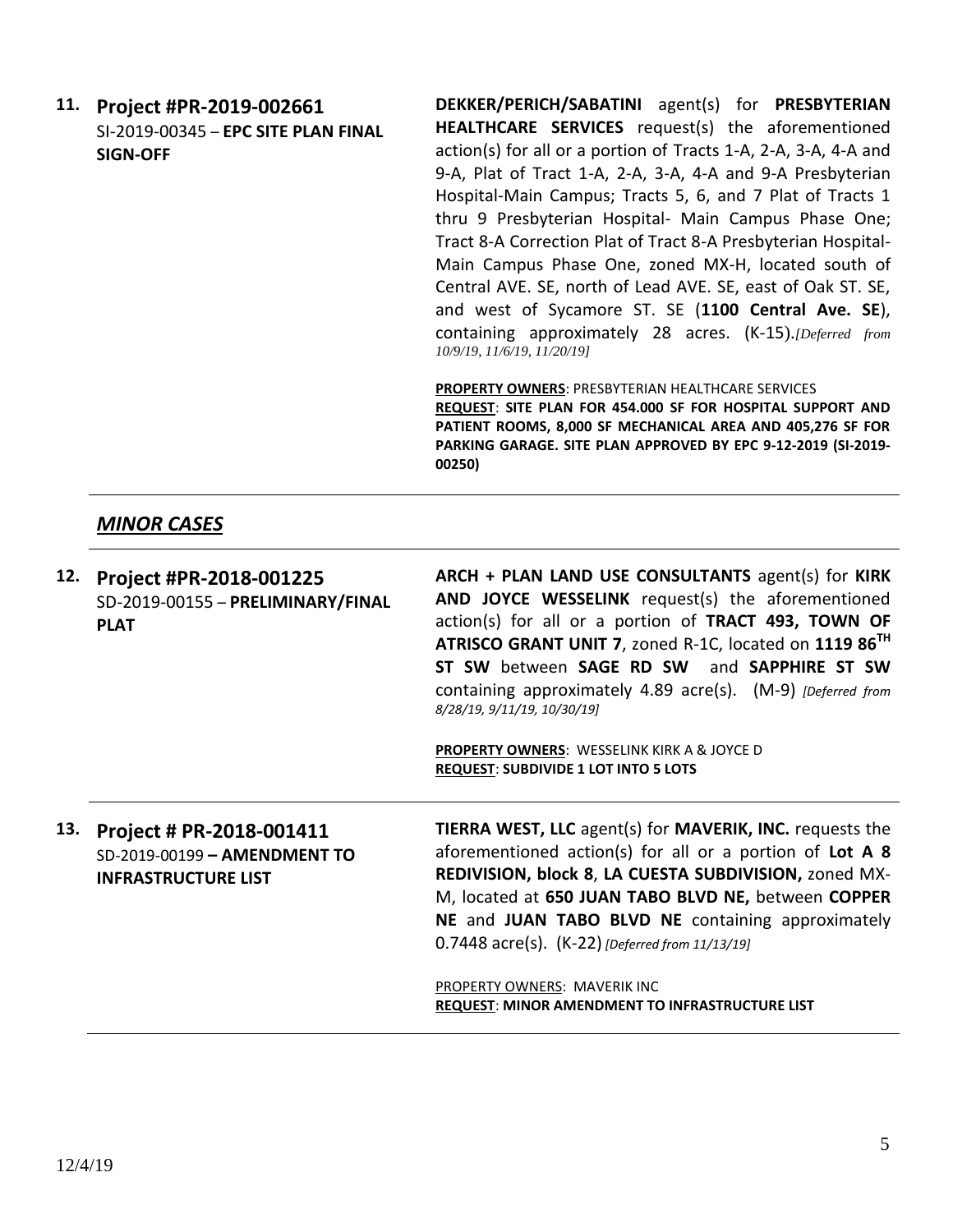**11. Project #PR-2019-002661**
SI-2019-00345 – **EPC SITE PLAN FINAL SIGN-OFF**

**DEKKER/PERICH/SABATINI** agent(s) for **PRESBYTERIAN HEALTHCARE SERVICES** request(s) the aforementioned action(s) for all or a portion of Tracts 1-A, 2-A, 3-A, 4-A and 9-A, Plat of Tract 1-A, 2-A, 3-A, 4-A and 9-A Presbyterian Hospital-Main Campus; Tracts 5, 6, and 7 Plat of Tracts 1 thru 9 Presbyterian Hospital- Main Campus Phase One; Tract 8-A Correction Plat of Tract 8-A Presbyterian Hospital-Main Campus Phase One, zoned MX-H, located south of Central AVE. SE, north of Lead AVE. SE, east of Oak ST. SE, and west of Sycamore ST. SE (**1100 Central Ave. SE**), containing approximately 28 acres. (K-15).*[Deferred from 10/9/19, 11/6/19, 11/20/19]*

**PROPERTY OWNERS**: PRESBYTERIAN HEALTHCARE SERVICES
**REQUEST**: **SITE PLAN FOR 454.000 SF FOR HOSPITAL SUPPORT AND PATIENT ROOMS, 8,000 SF MECHANICAL AREA AND 405,276 SF FOR PARKING GARAGE. SITE PLAN APPROVED BY EPC 9-12-2019 (SI-2019-00250)**

---

## *MINOR CASES*

---

**12. Project #PR-2018-001225**
SD-2019-00155 – **PRELIMINARY/FINAL PLAT**

**ARCH + PLAN LAND USE CONSULTANTS** agent(s) for **KIRK AND JOYCE WESSELINK** request(s) the aforementioned action(s) for all or a portion of **TRACT 493, TOWN OF ATRISCO GRANT UNIT 7**, zoned R-1C, located on **1119 86TH ST SW** between **SAGE RD SW** and **SAPPHIRE ST SW** containing approximately 4.89 acre(s). (M-9) *[Deferred from 8/28/19, 9/11/19, 10/30/19]*

**PROPERTY OWNERS**: WESSELINK KIRK A & JOYCE D
**REQUEST**: **SUBDIVIDE 1 LOT INTO 5 LOTS**

---

**13. Project # PR-2018-001411**
SD-2019-00199 **– AMENDMENT TO INFRASTRUCTURE LIST**

**TIERRA WEST, LLC** agent(s) for **MAVERIK, INC.** requests the aforementioned action(s) for all or a portion of **Lot A 8 REDIVISION, block 8**, **LA CUESTA SUBDIVISION,** zoned MX-M, located at **650 JUAN TABO BLVD NE,** between **COPPER NE** and **JUAN TABO BLVD NE** containing approximately 0.7448 acre(s). (K-22) *[Deferred from 11/13/19]*

PROPERTY OWNERS: MAVERIK INC
**REQUEST**: **MINOR AMENDMENT TO INFRASTRUCTURE LIST**

---

12/4/19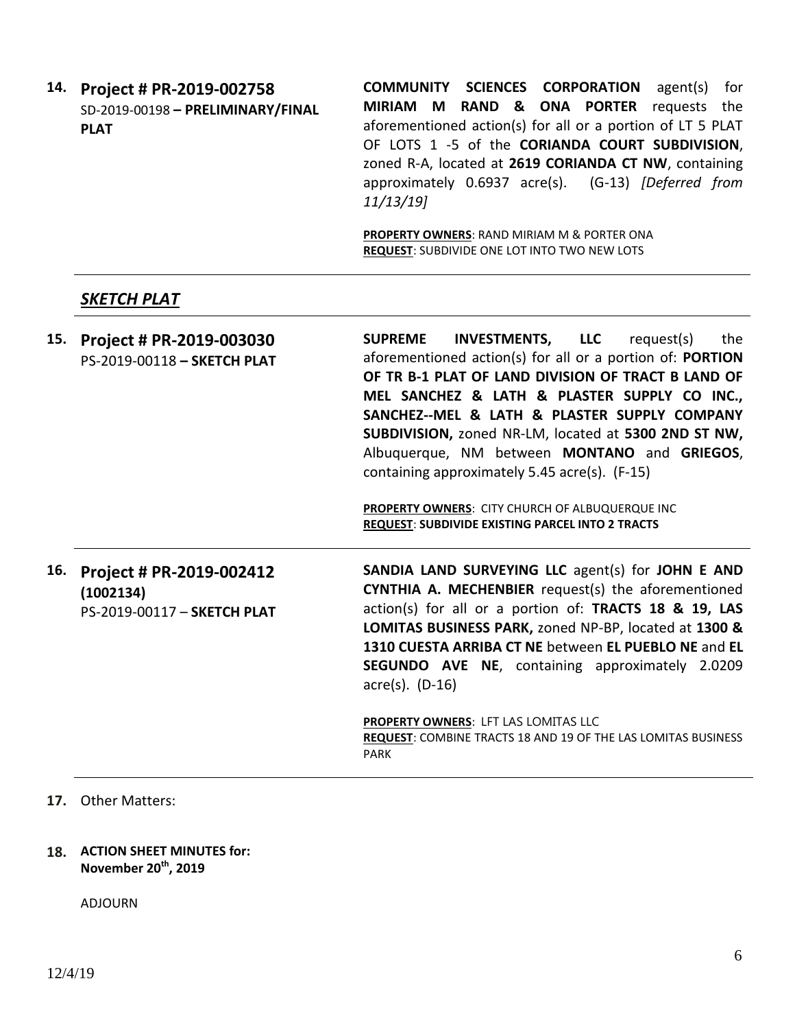**14. Project # PR-2019-002758**
SD-2019-00198 **– PRELIMINARY/FINAL PLAT**

**COMMUNITY SCIENCES CORPORATION** agent(s) for **MIRIAM M RAND & ONA PORTER** requests the aforementioned action(s) for all or a portion of LT 5 PLAT OF LOTS 1 -5 of the **CORIANDA COURT SUBDIVISION**, zoned R-A, located at **2619 CORIANDA CT NW**, containing approximately 0.6937 acre(s). (G-13) *[Deferred from 11/13/19]*

**PROPERTY OWNERS**: RAND MIRIAM M & PORTER ONA
**REQUEST**: SUBDIVIDE ONE LOT INTO TWO NEW LOTS

## *SKETCH PLAT*

**15. Project # PR-2019-003030**
PS-2019-00118 **– SKETCH PLAT**

**SUPREME INVESTMENTS, LLC** request(s) the aforementioned action(s) for all or a portion of: **PORTION OF TR B-1 PLAT OF LAND DIVISION OF TRACT B LAND OF MEL SANCHEZ & LATH & PLASTER SUPPLY CO INC., SANCHEZ--MEL & LATH & PLASTER SUPPLY COMPANY SUBDIVISION,** zoned NR-LM, located at **5300 2ND ST NW,** Albuquerque, NM between **MONTANO** and **GRIEGOS**, containing approximately 5.45 acre(s). (F-15)

**PROPERTY OWNERS**: CITY CHURCH OF ALBUQUERQUE INC
**REQUEST**: **SUBDIVIDE EXISTING PARCEL INTO 2 TRACTS**

**16. Project # PR-2019-002412 (1002134)**
PS-2019-00117 – **SKETCH PLAT**

**SANDIA LAND SURVEYING LLC** agent(s) for **JOHN E AND CYNTHIA A. MECHENBIER** request(s) the aforementioned action(s) for all or a portion of: **TRACTS 18 & 19, LAS LOMITAS BUSINESS PARK,** zoned NP-BP, located at **1300 & 1310 CUESTA ARRIBA CT NE** between **EL PUEBLO NE** and **EL SEGUNDO AVE NE**, containing approximately 2.0209 acre(s). (D-16)

**PROPERTY OWNERS**: LFT LAS LOMITAS LLC
**REQUEST**: COMBINE TRACTS 18 AND 19 OF THE LAS LOMITAS BUSINESS PARK

**17.** Other Matters:

**18. ACTION SHEET MINUTES for: November 20th, 2019**

ADJOURN

12/4/19